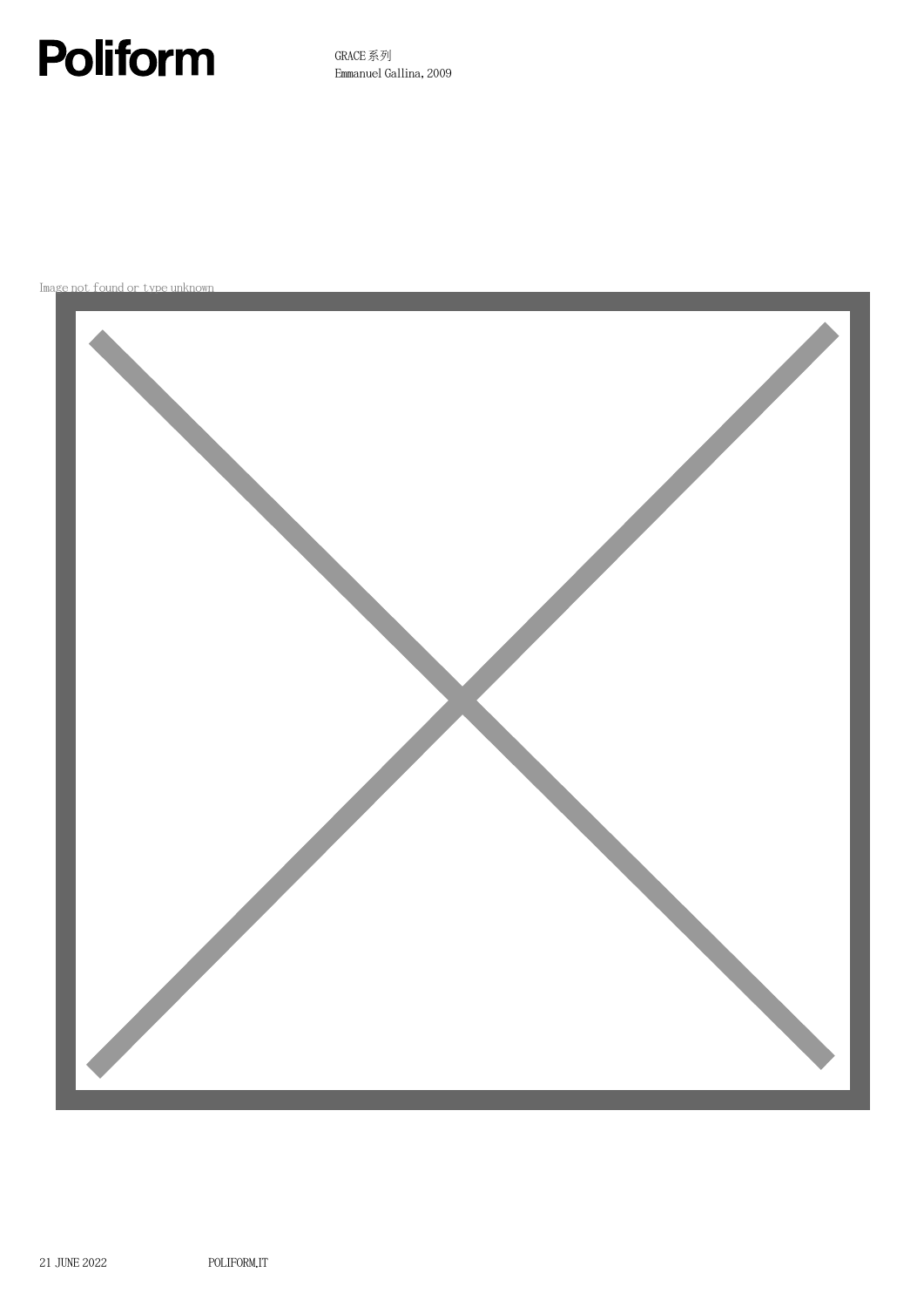# Poliform

GRACE 系列
Emmanuel Gallina, 2009

Image not found or type unknown

21 JUNE 2022 POLIFORM.IT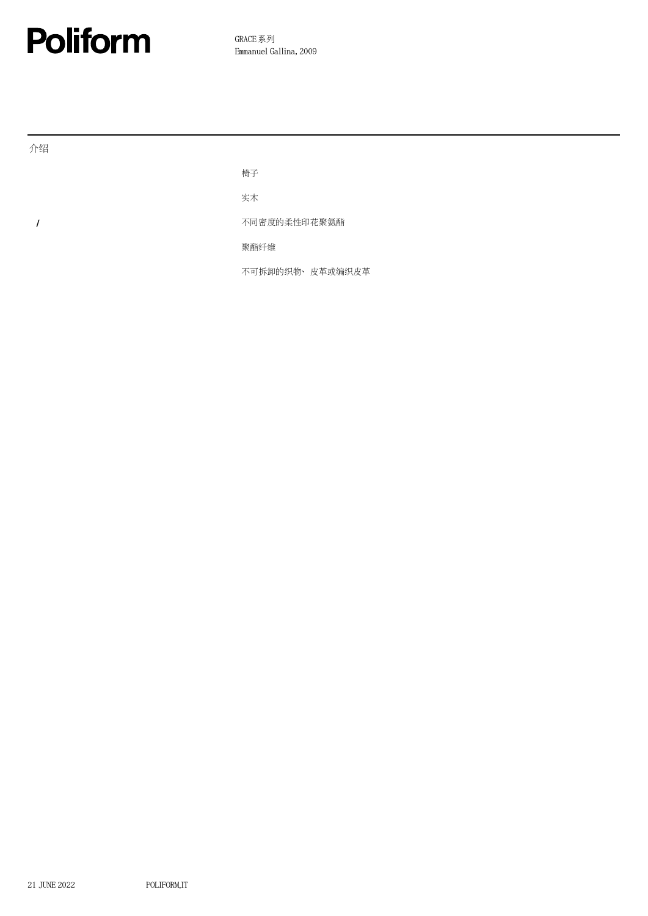## 介绍

椅子

实木

/ 不同密度的柔性印花聚氨酯

聚酯纤维

不可拆卸的织物、皮革或编织皮革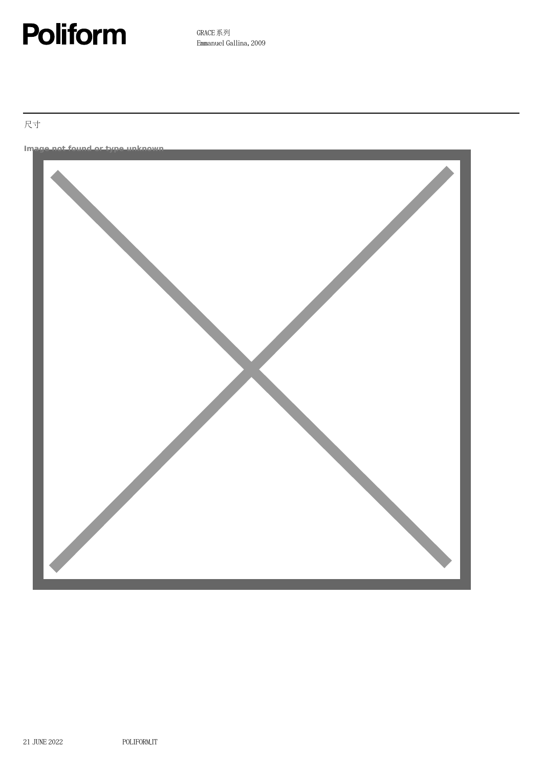尺寸

Image not found or type unknown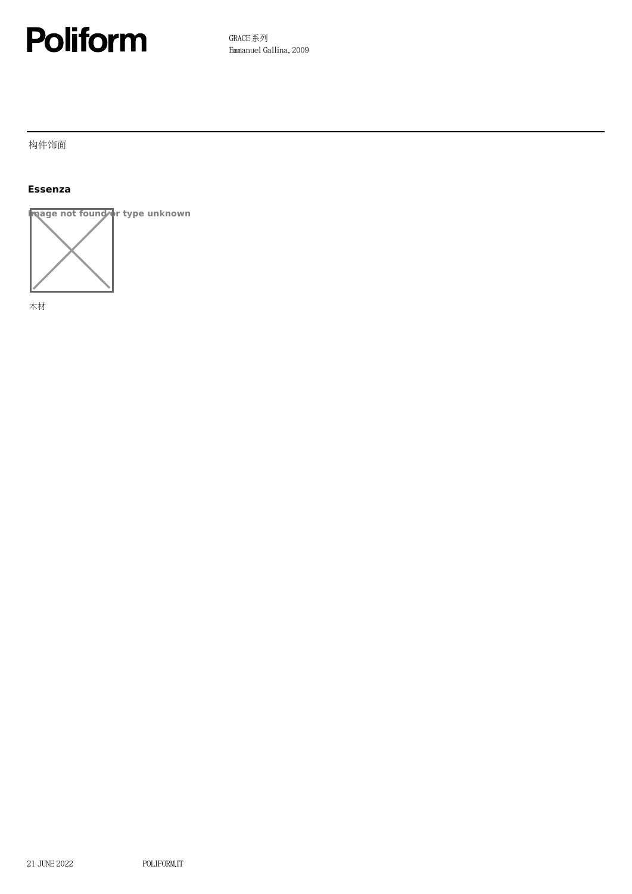构件饰面

### Essenza

Image not found or type unknown

木材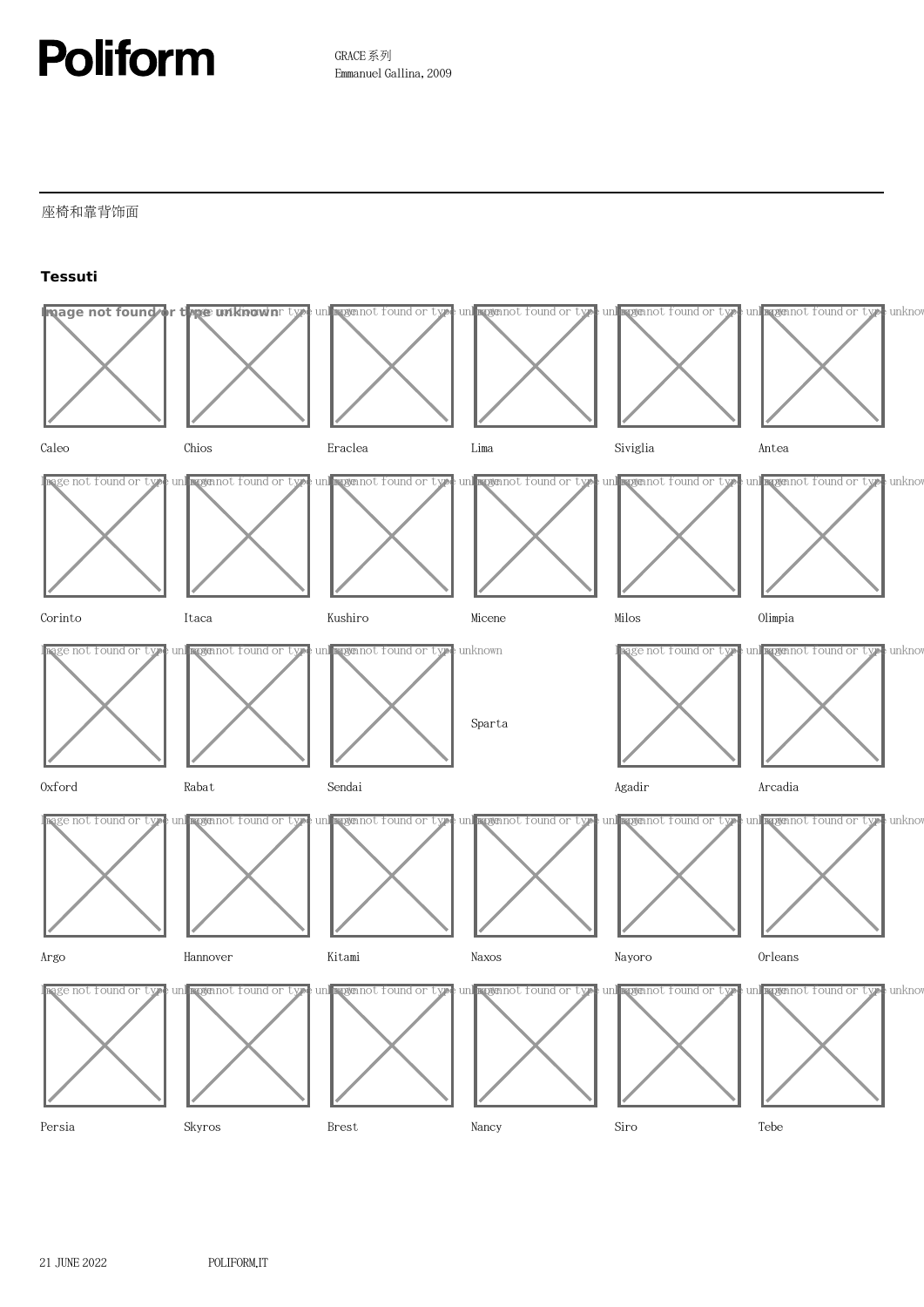GRACE 系列
Emmanuel Gallina, 2009

座椅和靠背饰面

**Tessuti**

Caleo

Chios

Eraclea

Lima

Siviglia

Antea

Corinto

Itaca

Kushiro

Micene

Milos

Olimpia

Oxford

Rabat

Sendai

Sparta

Agadir

Arcadia

Argo

Hannover

Kitami

Naxos

Nayoro

Orleans

Persia

Skyros

Brest

Nancy

Siro

Tebe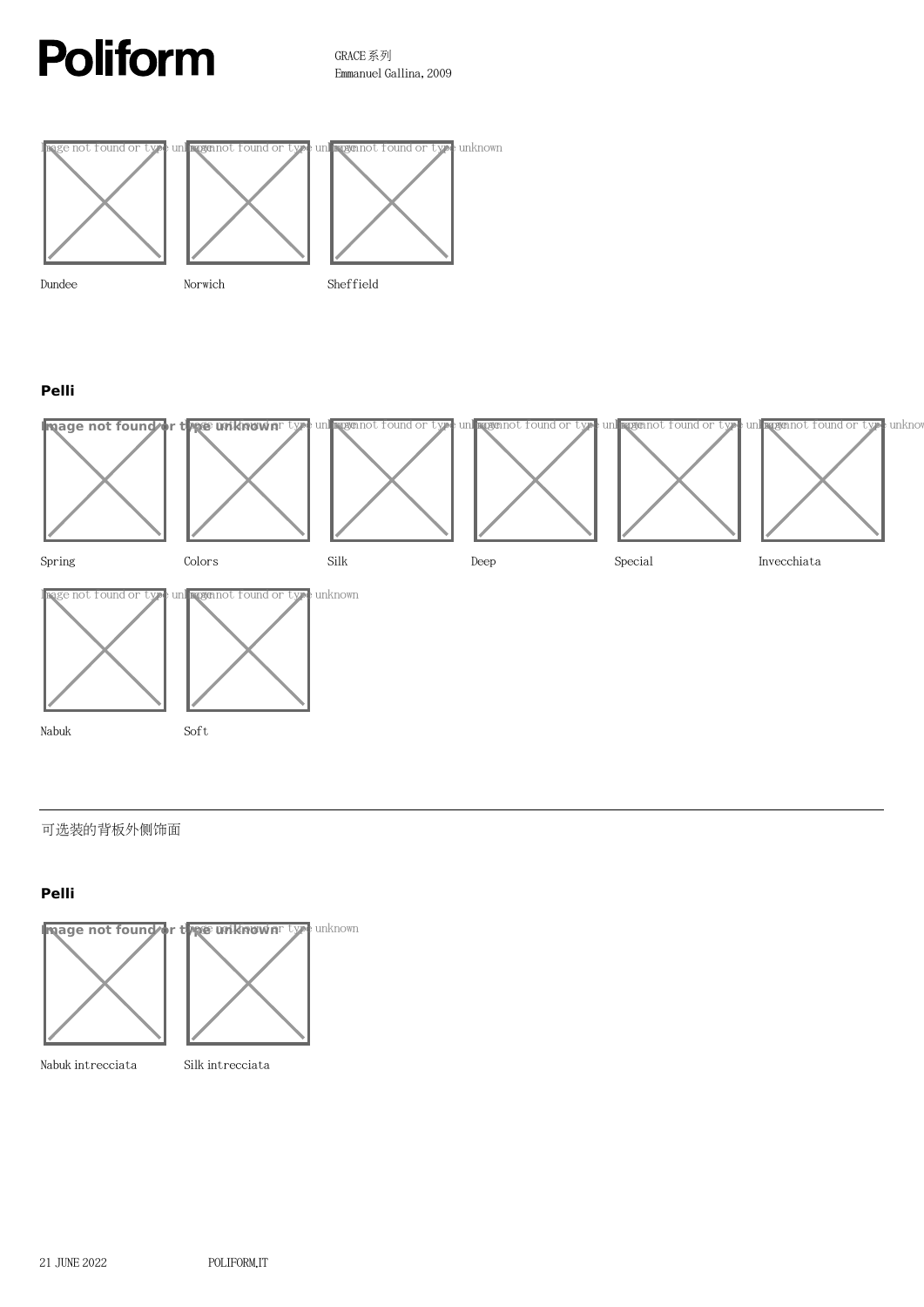GRACE 系列
Emmanuel Gallina, 2009

Dundee

Norwich

Sheffield

### Pelli

Spring

Colors

Silk

Deep

Special

Invecchiata

Nabuk

Soft

---

可选装的背板外侧饰面

### Pelli

Nabuk intrecciata

Silk intrecciata